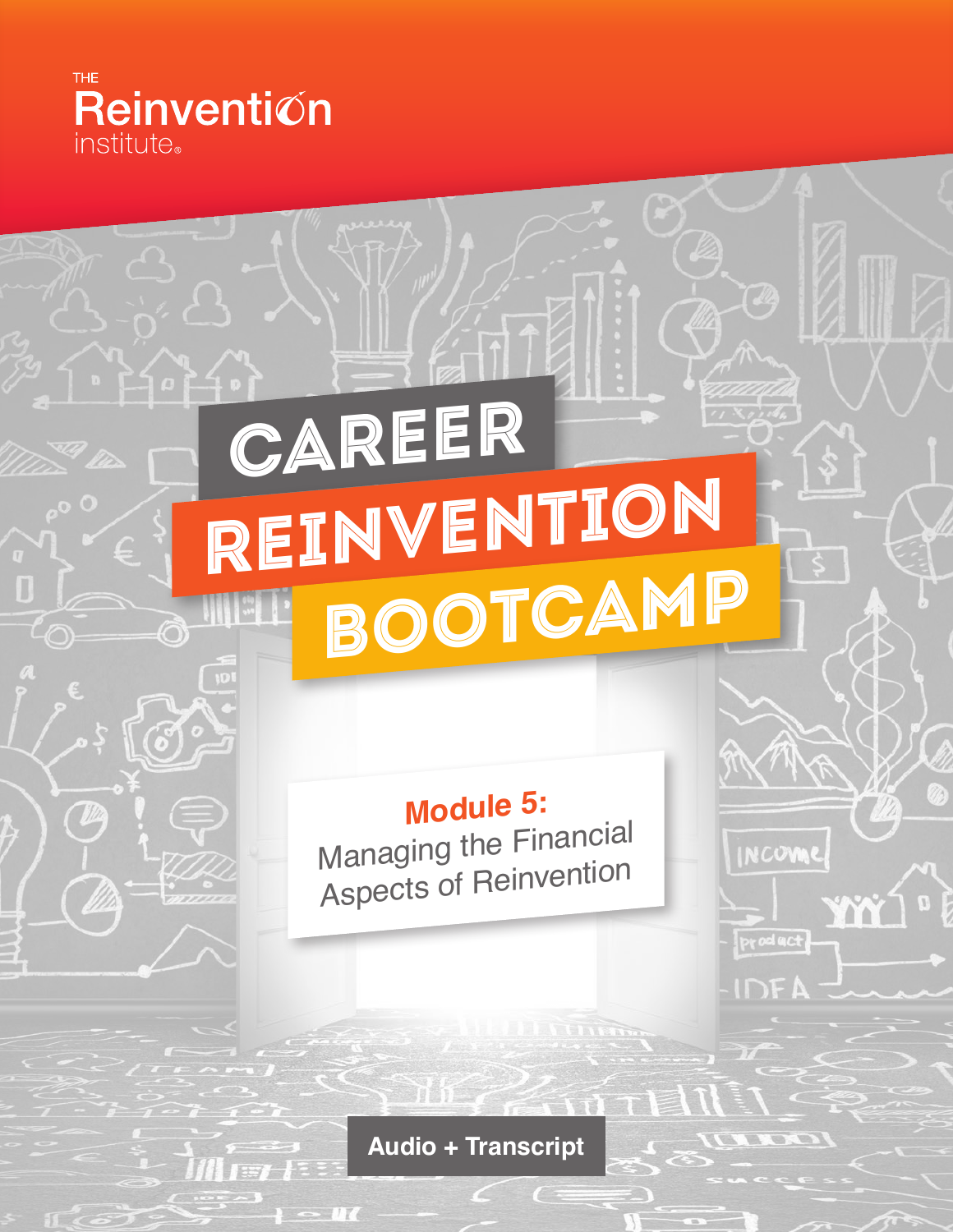THE Reinvention institute®

# CAREER REINVENTION BOOTCAMP

**Module 5:**
Managing the Financial Aspects of Reinvention

**Audio + Transcript**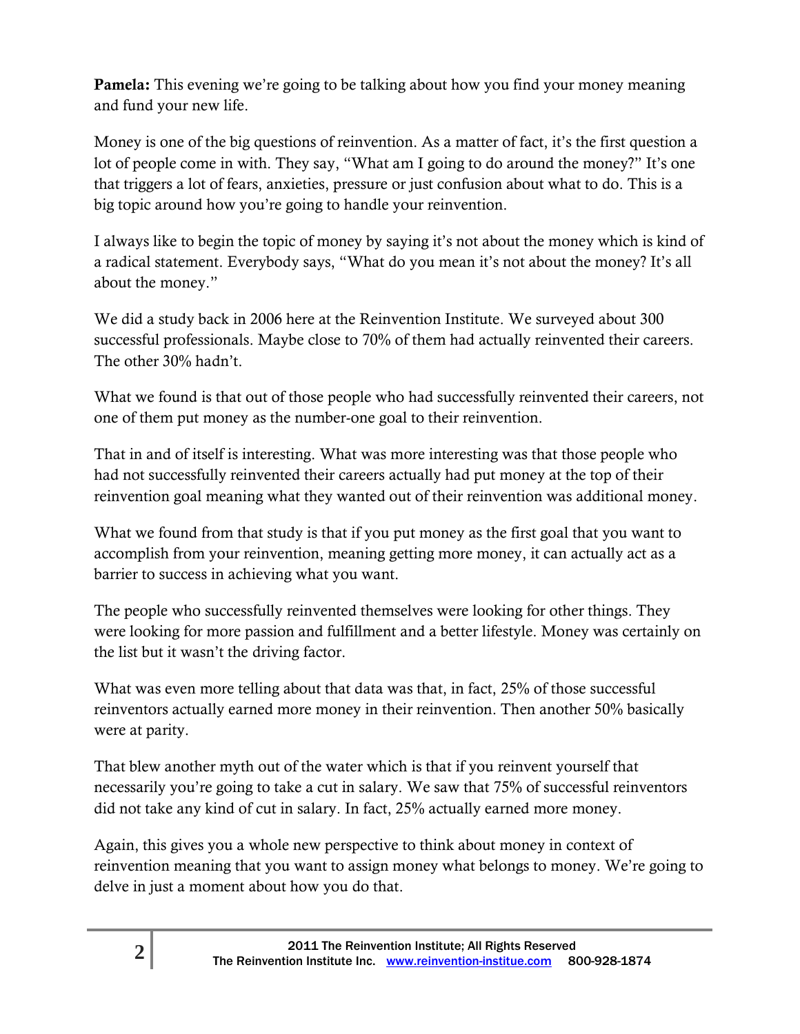**Pamela:** This evening we're going to be talking about how you find your money meaning and fund your new life.

Money is one of the big questions of reinvention. As a matter of fact, it's the first question a lot of people come in with. They say, "What am I going to do around the money?" It's one that triggers a lot of fears, anxieties, pressure or just confusion about what to do. This is a big topic around how you're going to handle your reinvention.

I always like to begin the topic of money by saying it's not about the money which is kind of a radical statement. Everybody says, "What do you mean it's not about the money? It's all about the money."

We did a study back in 2006 here at the Reinvention Institute. We surveyed about 300 successful professionals. Maybe close to 70% of them had actually reinvented their careers. The other 30% hadn't.

What we found is that out of those people who had successfully reinvented their careers, not one of them put money as the number-one goal to their reinvention.

That in and of itself is interesting. What was more interesting was that those people who had not successfully reinvented their careers actually had put money at the top of their reinvention goal meaning what they wanted out of their reinvention was additional money.

What we found from that study is that if you put money as the first goal that you want to accomplish from your reinvention, meaning getting more money, it can actually act as a barrier to success in achieving what you want.

The people who successfully reinvented themselves were looking for other things. They were looking for more passion and fulfillment and a better lifestyle. Money was certainly on the list but it wasn't the driving factor.

What was even more telling about that data was that, in fact, 25% of those successful reinventors actually earned more money in their reinvention. Then another 50% basically were at parity.

That blew another myth out of the water which is that if you reinvent yourself that necessarily you're going to take a cut in salary. We saw that 75% of successful reinventors did not take any kind of cut in salary. In fact, 25% actually earned more money.

Again, this gives you a whole new perspective to think about money in context of reinvention meaning that you want to assign money what belongs to money. We're going to delve in just a moment about how you do that.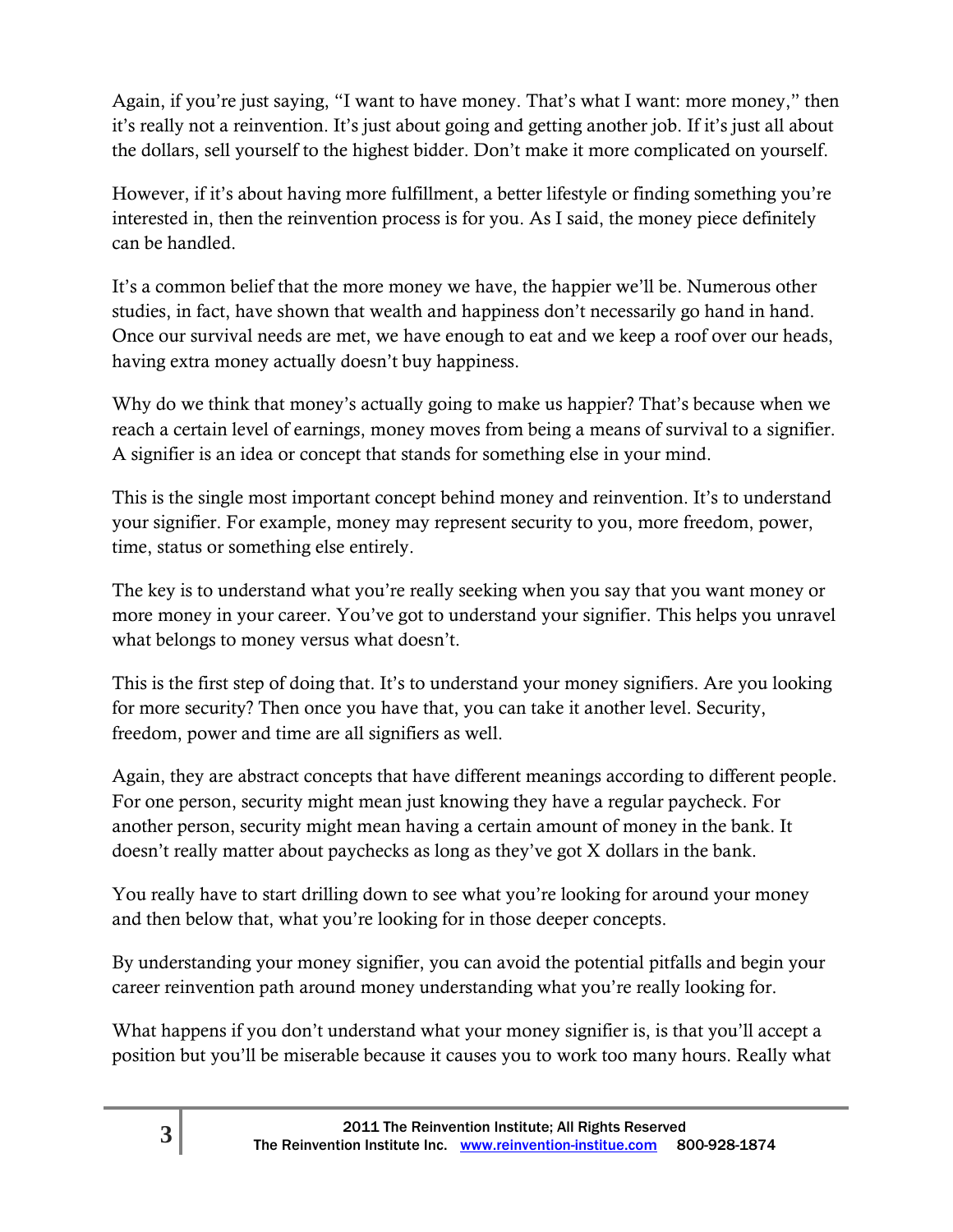Again, if you're just saying, "I want to have money. That's what I want: more money," then it's really not a reinvention. It's just about going and getting another job. If it's just all about the dollars, sell yourself to the highest bidder. Don't make it more complicated on yourself.

However, if it's about having more fulfillment, a better lifestyle or finding something you're interested in, then the reinvention process is for you. As I said, the money piece definitely can be handled.

It's a common belief that the more money we have, the happier we'll be. Numerous other studies, in fact, have shown that wealth and happiness don't necessarily go hand in hand. Once our survival needs are met, we have enough to eat and we keep a roof over our heads, having extra money actually doesn't buy happiness.

Why do we think that money's actually going to make us happier? That's because when we reach a certain level of earnings, money moves from being a means of survival to a signifier. A signifier is an idea or concept that stands for something else in your mind.

This is the single most important concept behind money and reinvention. It's to understand your signifier. For example, money may represent security to you, more freedom, power, time, status or something else entirely.

The key is to understand what you're really seeking when you say that you want money or more money in your career. You've got to understand your signifier. This helps you unravel what belongs to money versus what doesn't.

This is the first step of doing that. It's to understand your money signifiers. Are you looking for more security? Then once you have that, you can take it another level. Security, freedom, power and time are all signifiers as well.

Again, they are abstract concepts that have different meanings according to different people. For one person, security might mean just knowing they have a regular paycheck. For another person, security might mean having a certain amount of money in the bank. It doesn't really matter about paychecks as long as they've got X dollars in the bank.

You really have to start drilling down to see what you're looking for around your money and then below that, what you're looking for in those deeper concepts.

By understanding your money signifier, you can avoid the potential pitfalls and begin your career reinvention path around money understanding what you're really looking for.

What happens if you don't understand what your money signifier is, is that you'll accept a position but you'll be miserable because it causes you to work too many hours. Really what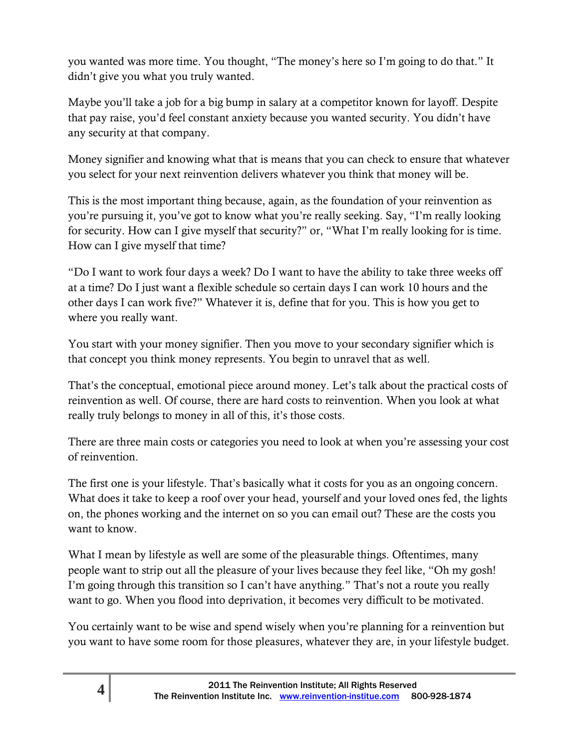you wanted was more time. You thought, "The money's here so I'm going to do that." It didn't give you what you truly wanted.

Maybe you'll take a job for a big bump in salary at a competitor known for layoff. Despite that pay raise, you'd feel constant anxiety because you wanted security. You didn't have any security at that company.

Money signifier and knowing what that is means that you can check to ensure that whatever you select for your next reinvention delivers whatever you think that money will be.

This is the most important thing because, again, as the foundation of your reinvention as you're pursuing it, you've got to know what you're really seeking. Say, "I'm really looking for security. How can I give myself that security?" or, "What I'm really looking for is time. How can I give myself that time?

"Do I want to work four days a week? Do I want to have the ability to take three weeks off at a time? Do I just want a flexible schedule so certain days I can work 10 hours and the other days I can work five?" Whatever it is, define that for you. This is how you get to where you really want.

You start with your money signifier. Then you move to your secondary signifier which is that concept you think money represents. You begin to unravel that as well.

That's the conceptual, emotional piece around money. Let's talk about the practical costs of reinvention as well. Of course, there are hard costs to reinvention. When you look at what really truly belongs to money in all of this, it's those costs.

There are three main costs or categories you need to look at when you're assessing your cost of reinvention.

The first one is your lifestyle. That's basically what it costs for you as an ongoing concern. What does it take to keep a roof over your head, yourself and your loved ones fed, the lights on, the phones working and the internet on so you can email out? These are the costs you want to know.

What I mean by lifestyle as well are some of the pleasurable things. Oftentimes, many people want to strip out all the pleasure of your lives because they feel like, "Oh my gosh! I'm going through this transition so I can't have anything." That's not a route you really want to go. When you flood into deprivation, it becomes very difficult to be motivated.

You certainly want to be wise and spend wisely when you're planning for a reinvention but you want to have some room for those pleasures, whatever they are, in your lifestyle budget.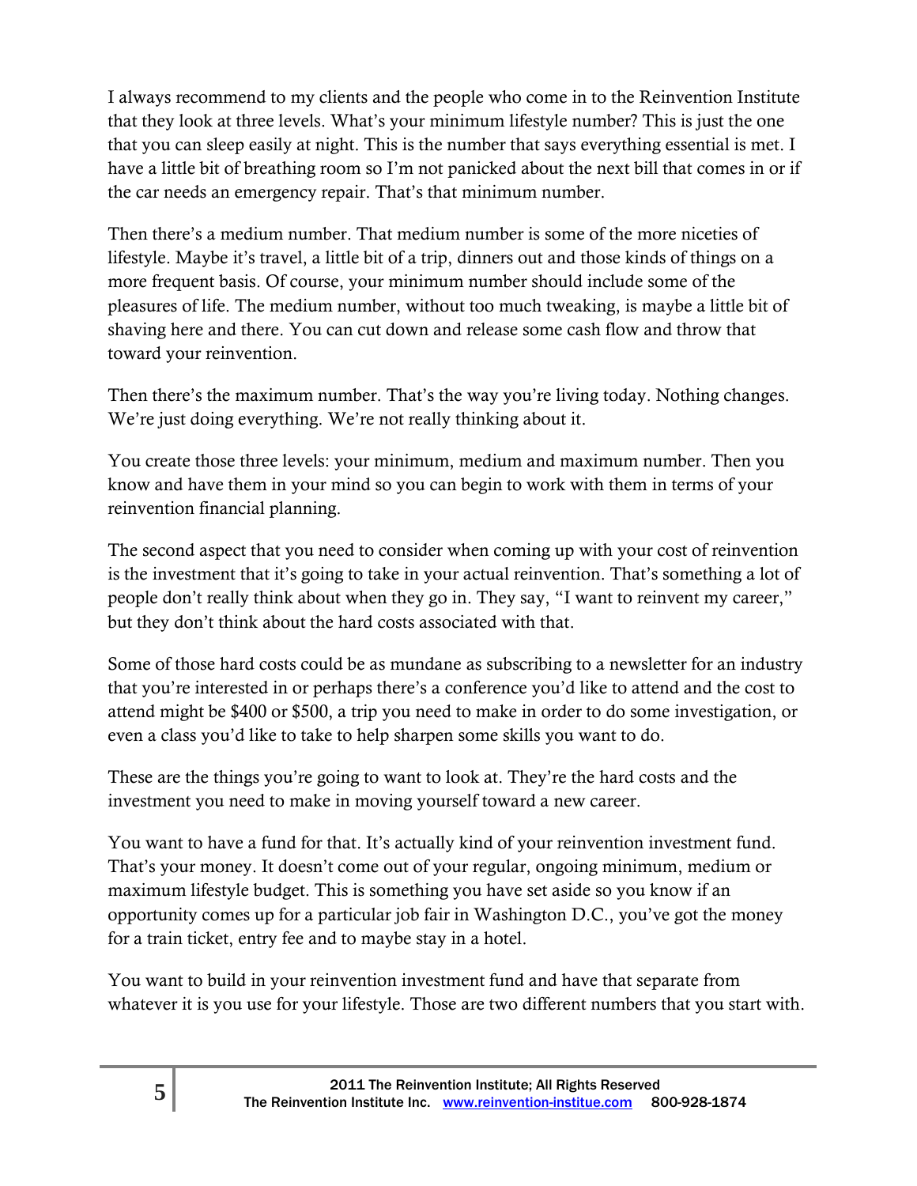I always recommend to my clients and the people who come in to the Reinvention Institute that they look at three levels. What's your minimum lifestyle number? This is just the one that you can sleep easily at night. This is the number that says everything essential is met. I have a little bit of breathing room so I'm not panicked about the next bill that comes in or if the car needs an emergency repair. That's that minimum number.

Then there's a medium number. That medium number is some of the more niceties of lifestyle. Maybe it's travel, a little bit of a trip, dinners out and those kinds of things on a more frequent basis. Of course, your minimum number should include some of the pleasures of life. The medium number, without too much tweaking, is maybe a little bit of shaving here and there. You can cut down and release some cash flow and throw that toward your reinvention.

Then there's the maximum number. That's the way you're living today. Nothing changes. We're just doing everything. We're not really thinking about it.

You create those three levels: your minimum, medium and maximum number. Then you know and have them in your mind so you can begin to work with them in terms of your reinvention financial planning.

The second aspect that you need to consider when coming up with your cost of reinvention is the investment that it's going to take in your actual reinvention. That's something a lot of people don't really think about when they go in. They say, "I want to reinvent my career," but they don't think about the hard costs associated with that.

Some of those hard costs could be as mundane as subscribing to a newsletter for an industry that you're interested in or perhaps there's a conference you'd like to attend and the cost to attend might be $400 or $500, a trip you need to make in order to do some investigation, or even a class you'd like to take to help sharpen some skills you want to do.

These are the things you're going to want to look at. They're the hard costs and the investment you need to make in moving yourself toward a new career.

You want to have a fund for that. It's actually kind of your reinvention investment fund. That's your money. It doesn't come out of your regular, ongoing minimum, medium or maximum lifestyle budget. This is something you have set aside so you know if an opportunity comes up for a particular job fair in Washington D.C., you've got the money for a train ticket, entry fee and to maybe stay in a hotel.

You want to build in your reinvention investment fund and have that separate from whatever it is you use for your lifestyle. Those are two different numbers that you start with.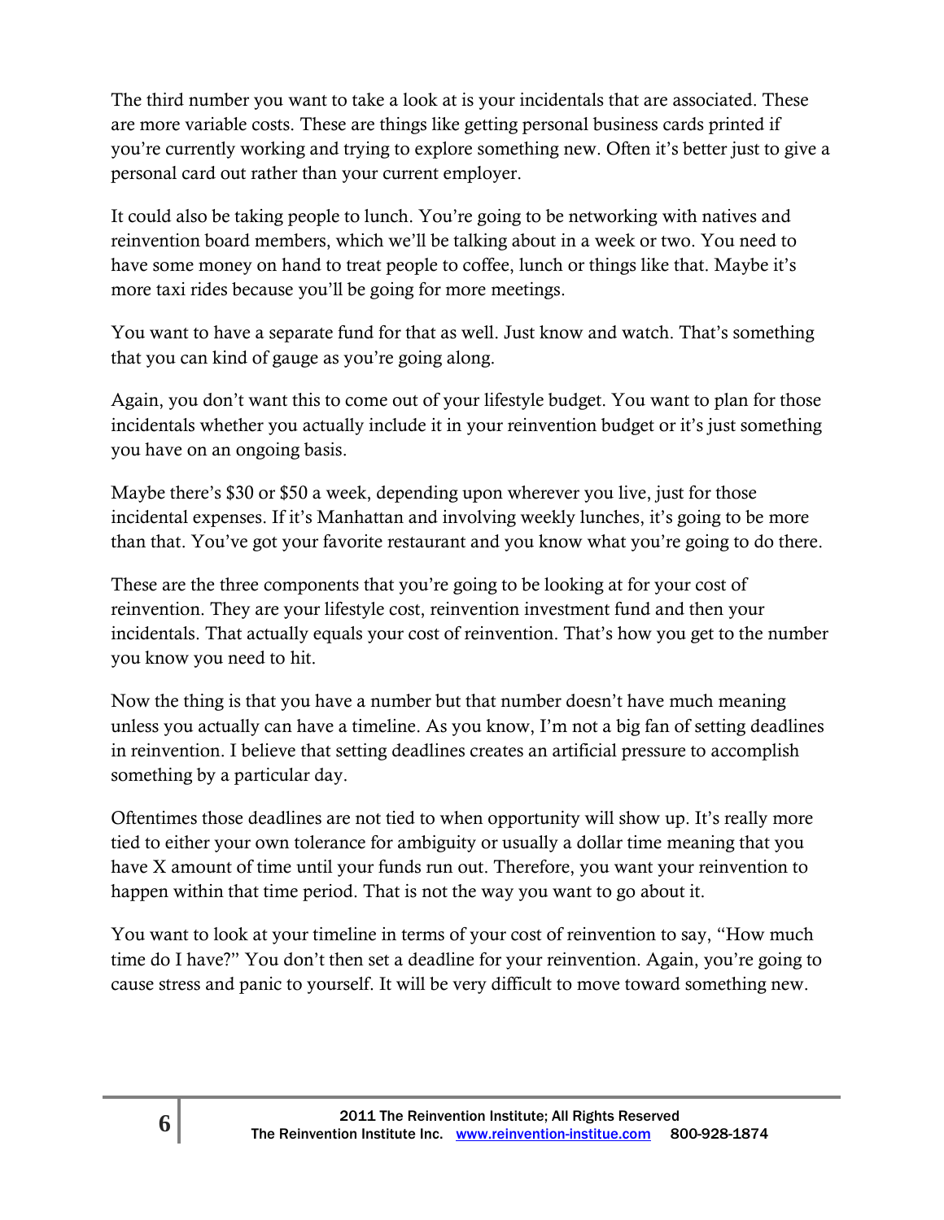The third number you want to take a look at is your incidentals that are associated. These are more variable costs. These are things like getting personal business cards printed if you're currently working and trying to explore something new. Often it's better just to give a personal card out rather than your current employer.

It could also be taking people to lunch. You're going to be networking with natives and reinvention board members, which we'll be talking about in a week or two. You need to have some money on hand to treat people to coffee, lunch or things like that. Maybe it's more taxi rides because you'll be going for more meetings.

You want to have a separate fund for that as well. Just know and watch. That's something that you can kind of gauge as you're going along.

Again, you don't want this to come out of your lifestyle budget. You want to plan for those incidentals whether you actually include it in your reinvention budget or it's just something you have on an ongoing basis.

Maybe there's $30 or $50 a week, depending upon wherever you live, just for those incidental expenses. If it's Manhattan and involving weekly lunches, it's going to be more than that. You've got your favorite restaurant and you know what you're going to do there.

These are the three components that you're going to be looking at for your cost of reinvention. They are your lifestyle cost, reinvention investment fund and then your incidentals. That actually equals your cost of reinvention. That's how you get to the number you know you need to hit.

Now the thing is that you have a number but that number doesn't have much meaning unless you actually can have a timeline. As you know, I'm not a big fan of setting deadlines in reinvention. I believe that setting deadlines creates an artificial pressure to accomplish something by a particular day.

Oftentimes those deadlines are not tied to when opportunity will show up. It's really more tied to either your own tolerance for ambiguity or usually a dollar time meaning that you have X amount of time until your funds run out. Therefore, you want your reinvention to happen within that time period. That is not the way you want to go about it.

You want to look at your timeline in terms of your cost of reinvention to say, "How much time do I have?" You don't then set a deadline for your reinvention. Again, you're going to cause stress and panic to yourself. It will be very difficult to move toward something new.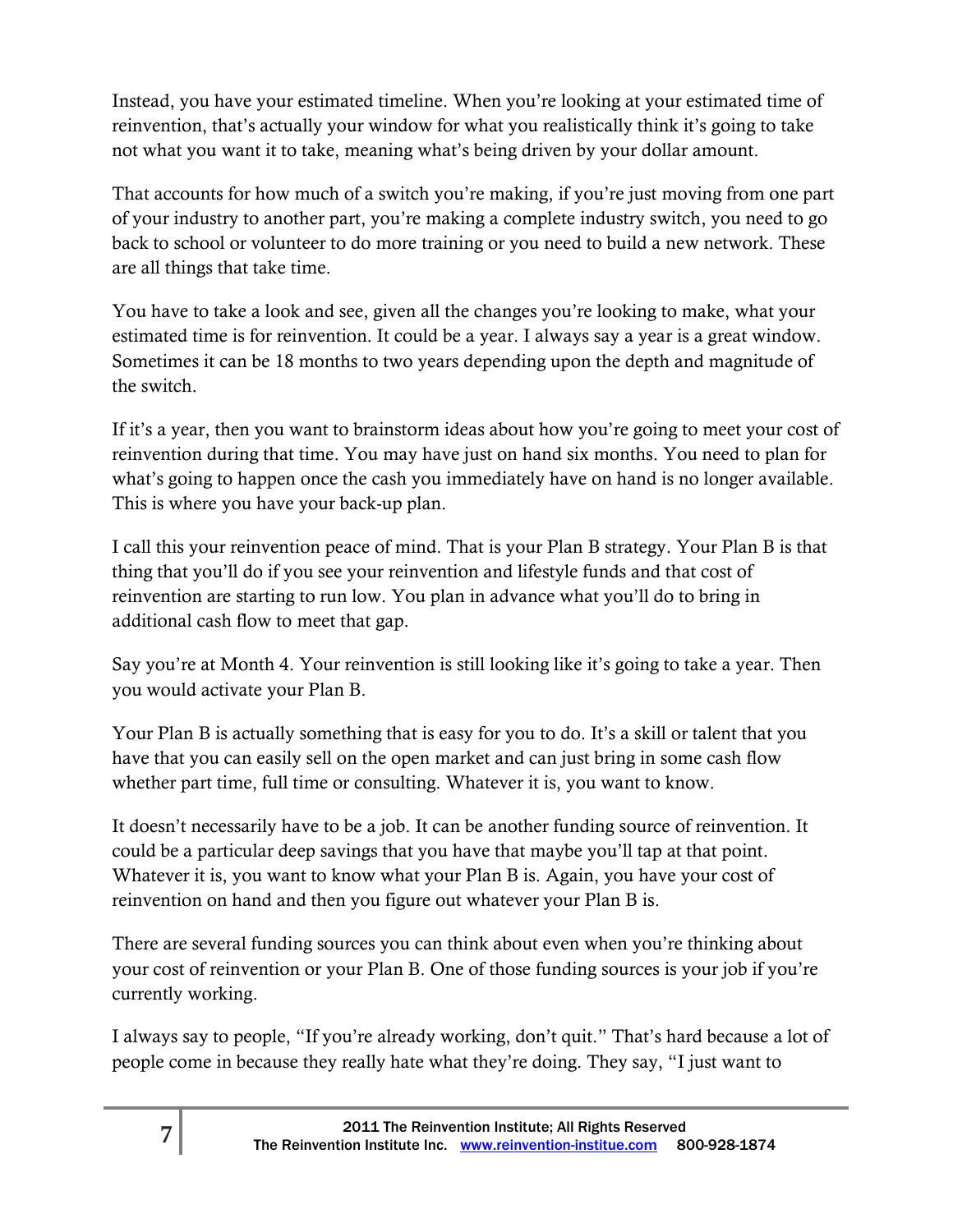Instead, you have your estimated timeline. When you're looking at your estimated time of reinvention, that's actually your window for what you realistically think it's going to take not what you want it to take, meaning what's being driven by your dollar amount.

That accounts for how much of a switch you're making, if you're just moving from one part of your industry to another part, you're making a complete industry switch, you need to go back to school or volunteer to do more training or you need to build a new network. These are all things that take time.

You have to take a look and see, given all the changes you're looking to make, what your estimated time is for reinvention. It could be a year. I always say a year is a great window. Sometimes it can be 18 months to two years depending upon the depth and magnitude of the switch.

If it's a year, then you want to brainstorm ideas about how you're going to meet your cost of reinvention during that time. You may have just on hand six months. You need to plan for what's going to happen once the cash you immediately have on hand is no longer available. This is where you have your back-up plan.

I call this your reinvention peace of mind. That is your Plan B strategy. Your Plan B is that thing that you'll do if you see your reinvention and lifestyle funds and that cost of reinvention are starting to run low. You plan in advance what you'll do to bring in additional cash flow to meet that gap.

Say you're at Month 4. Your reinvention is still looking like it's going to take a year. Then you would activate your Plan B.

Your Plan B is actually something that is easy for you to do. It's a skill or talent that you have that you can easily sell on the open market and can just bring in some cash flow whether part time, full time or consulting. Whatever it is, you want to know.

It doesn't necessarily have to be a job. It can be another funding source of reinvention. It could be a particular deep savings that you have that maybe you'll tap at that point. Whatever it is, you want to know what your Plan B is. Again, you have your cost of reinvention on hand and then you figure out whatever your Plan B is.

There are several funding sources you can think about even when you're thinking about your cost of reinvention or your Plan B. One of those funding sources is your job if you're currently working.

I always say to people, "If you're already working, don't quit." That's hard because a lot of people come in because they really hate what they're doing. They say, "I just want to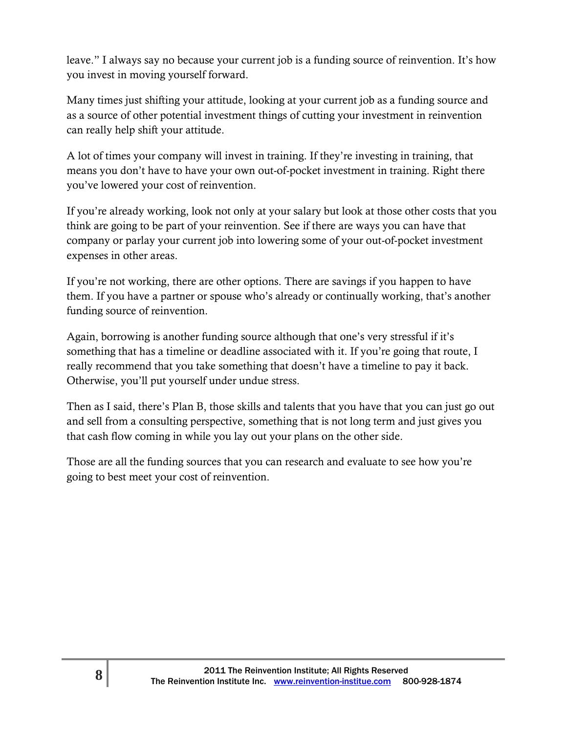leave." I always say no because your current job is a funding source of reinvention. It's how you invest in moving yourself forward.

Many times just shifting your attitude, looking at your current job as a funding source and as a source of other potential investment things of cutting your investment in reinvention can really help shift your attitude.

A lot of times your company will invest in training. If they're investing in training, that means you don't have to have your own out-of-pocket investment in training. Right there you've lowered your cost of reinvention.

If you're already working, look not only at your salary but look at those other costs that you think are going to be part of your reinvention. See if there are ways you can have that company or parlay your current job into lowering some of your out-of-pocket investment expenses in other areas.

If you're not working, there are other options. There are savings if you happen to have them. If you have a partner or spouse who's already or continually working, that's another funding source of reinvention.

Again, borrowing is another funding source although that one's very stressful if it's something that has a timeline or deadline associated with it. If you're going that route, I really recommend that you take something that doesn't have a timeline to pay it back. Otherwise, you'll put yourself under undue stress.

Then as I said, there's Plan B, those skills and talents that you have that you can just go out and sell from a consulting perspective, something that is not long term and just gives you that cash flow coming in while you lay out your plans on the other side.

Those are all the funding sources that you can research and evaluate to see how you're going to best meet your cost of reinvention.